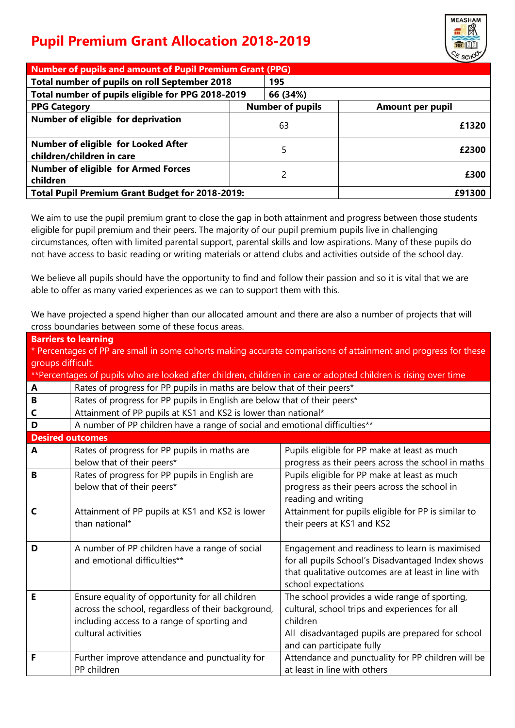# Pupil Premium Grant Allocation 2018-2019

| Number of pupils and amount of Pupil Premium Grant (PPG) | | |
|---|---|---|
| Total number of pupils on roll September 2018 | 195 | |
| Total number of pupils eligible for PPG 2018-2019 | 66 (34%) | |
| **PPG Category** | **Number of pupils** | **Amount per pupil** |
| **Number of eligible for deprivation** | 63 | **£1320** |
| **Number of eligible for Looked After children/children in care** | 5 | **£2300** |
| **Number of eligible for Armed Forces children** | 2 | **£300** |
| **Total Pupil Premium Grant Budget for 2018-2019:** | | **£91300** |

We aim to use the pupil premium grant to close the gap in both attainment and progress between those students eligible for pupil premium and their peers. The majority of our pupil premium pupils live in challenging circumstances, often with limited parental support, parental skills and low aspirations. Many of these pupils do not have access to basic reading or writing materials or attend clubs and activities outside of the school day.

We believe all pupils should have the opportunity to find and follow their passion and so it is vital that we are able to offer as many varied experiences as we can to support them with this.

We have projected a spend higher than our allocated amount and there are also a number of projects that will cross boundaries between some of these focus areas.

| **Barriers to learning**<br>* Percentages of PP are small in some cohorts making accurate comparisons of attainment and progress for these groups difficult.<br>**Percentages of pupils who are looked after children, children in care or adopted children is rising over time | |
|---|---|
| **A** | Rates of progress for PP pupils in maths are below that of their peers* |
| **B** | Rates of progress for PP pupils in English are below that of their peers* |
| **C** | Attainment of PP pupils at KS1 and KS2 is lower than national* |
| **D** | A number of PP children have a range of social and emotional difficulties** |

| **Desired outcomes** | | |
|---|---|---|
| **A** | Rates of progress for PP pupils in maths are below that of their peers* | Pupils eligible for PP make at least as much progress as their peers across the school in maths |
| **B** | Rates of progress for PP pupils in English are below that of their peers* | Pupils eligible for PP make at least as much progress as their peers across the school in reading and writing |
| **C** | Attainment of PP pupils at KS1 and KS2 is lower than national* | Attainment for pupils eligible for PP is similar to their peers at KS1 and KS2 |
| **D** | A number of PP children have a range of social and emotional difficulties** | Engagement and readiness to learn is maximised for all pupils School's Disadvantaged Index shows that qualitative outcomes are at least in line with school expectations |
| **E** | Ensure equality of opportunity for all children across the school, regardless of their background, including access to a range of sporting and cultural activities | The school provides a wide range of sporting, cultural, school trips and experiences for all children<br>All disadvantaged pupils are prepared for school and can participate fully |
| **F** | Further improve attendance and punctuality for PP children | Attendance and punctuality for PP children will be at least in line with others |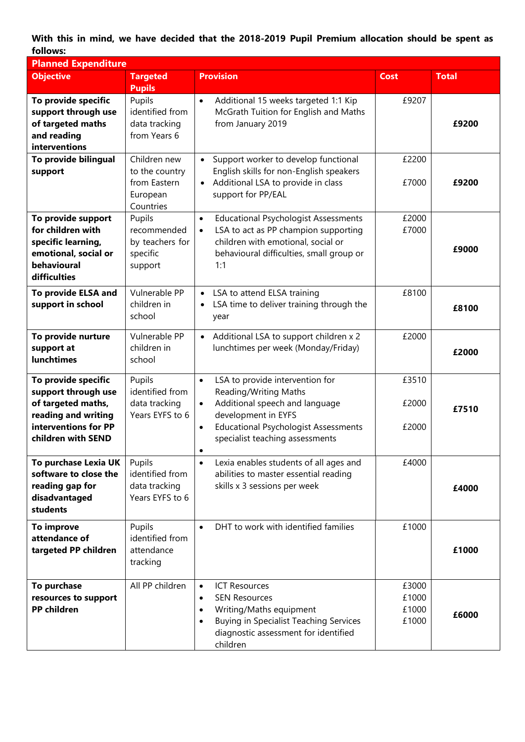**With this in mind, we have decided that the 2018-2019 Pupil Premium allocation should be spent as follows:**

| Planned Expenditure | | | | |
|---|---|---|---|---|
| **Objective** | **Targeted Pupils** | **Provision** | **Cost** | **Total** |
| **To provide specific support through use of targeted maths and reading interventions** | Pupils identified from data tracking from Years 6 | • Additional 15 weeks targeted 1:1 Kip McGrath Tuition for English and Maths from January 2019 | £9207 | **£9200** |
| **To provide bilingual support** | Children new to the country from Eastern European Countries | • Support worker to develop functional English skills for non-English speakers<br>• Additional LSA to provide in class support for PP/EAL | £2200<br>£7000 | **£9200** |
| **To provide support for children with specific learning, emotional, social or behavioural difficulties** | Pupils recommended by teachers for specific support | • Educational Psychologist Assessments<br>• LSA to act as PP champion supporting children with emotional, social or behavioural difficulties, small group or 1:1 | £2000<br>£7000 | **£9000** |
| **To provide ELSA and support in school** | Vulnerable PP children in school | • LSA to attend ELSA training<br>• LSA time to deliver training through the year | £8100 | **£8100** |
| **To provide nurture support at lunchtimes** | Vulnerable PP children in school | • Additional LSA to support children x 2 lunchtimes per week (Monday/Friday) | £2000 | **£2000** |
| **To provide specific support through use of targeted maths, reading and writing interventions for PP children with SEND** | Pupils identified from data tracking Years EYFS to 6 | • LSA to provide intervention for Reading/Writing Maths<br>• Additional speech and language development in EYFS<br>• Educational Psychologist Assessments specialist teaching assessments<br>• | £3510<br>£2000<br>£2000 | **£7510** |
| **To purchase Lexia UK software to close the reading gap for disadvantaged students** | Pupils identified from data tracking Years EYFS to 6 | • Lexia enables students of all ages and abilities to master essential reading skills x 3 sessions per week | £4000 | **£4000** |
| **To improve attendance of targeted PP children** | Pupils identified from attendance tracking | • DHT to work with identified families | £1000 | **£1000** |
| **To purchase resources to support PP children** | All PP children | • ICT Resources<br>• SEN Resources<br>• Writing/Maths equipment<br>• Buying in Specialist Teaching Services diagnostic assessment for identified children | £3000<br>£1000<br>£1000<br>£1000 | **£6000** |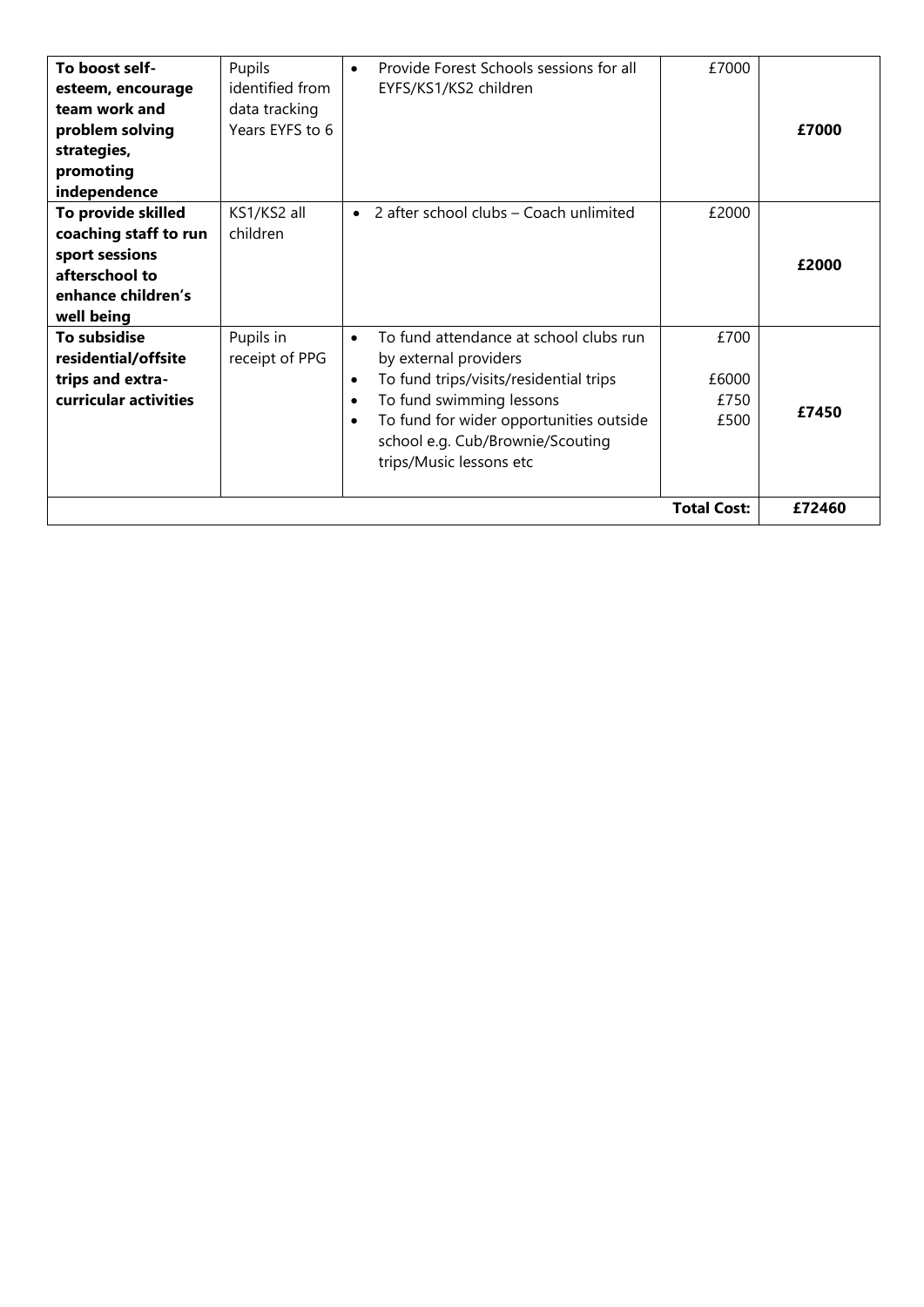| | | | | |
|---|---|---|---|---|
| **To boost self-esteem, encourage team work and problem solving strategies, promoting independence** | Pupils identified from data tracking Years EYFS to 6 | • Provide Forest Schools sessions for all EYFS/KS1/KS2 children | £7000 | **£7000** |
| **To provide skilled coaching staff to run sport sessions afterschool to enhance children's well being** | KS1/KS2 all children | • 2 after school clubs – Coach unlimited | £2000 | **£2000** |
| **To subsidise residential/offsite trips and extra-curricular activities** | Pupils in receipt of PPG | • To fund attendance at school clubs run by external providers<br>• To fund trips/visits/residential trips<br>• To fund swimming lessons<br>• To fund for wider opportunities outside school e.g. Cub/Brownie/Scouting trips/Music lessons etc | £700<br>£6000<br>£750<br>£500 | **£7450** |
| | | | **Total Cost:** | **£72460** |